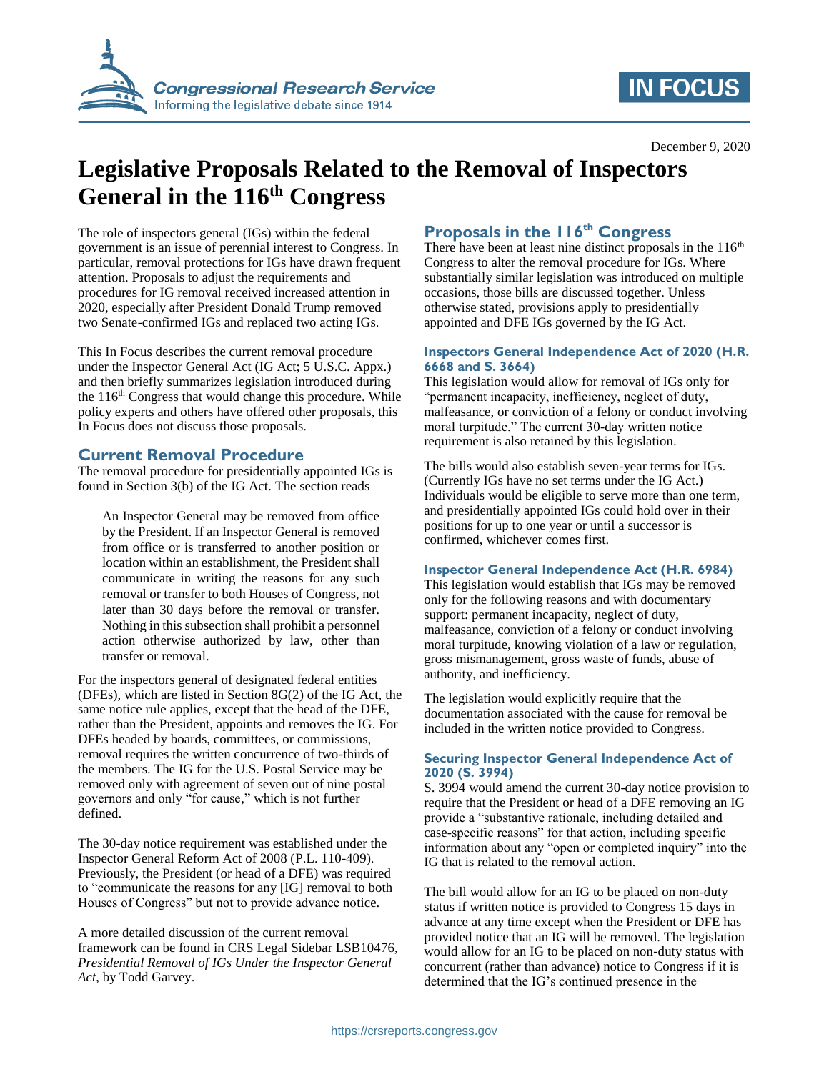December 9, 2020

# Legislative Proposals Related to the Removal of Inspectors General in the 116th Congress

The role of inspectors general (IGs) within the federal government is an issue of perennial interest to Congress. In particular, removal protections for IGs have drawn frequent attention. Proposals to adjust the requirements and procedures for IG removal received increased attention in 2020, especially after President Donald Trump removed two Senate-confirmed IGs and replaced two acting IGs.

This In Focus describes the current removal procedure under the Inspector General Act (IG Act; 5 U.S.C. Appx.) and then briefly summarizes legislation introduced during the 116th Congress that would change this procedure. While policy experts and others have offered other proposals, this In Focus does not discuss those proposals.

## Current Removal Procedure

The removal procedure for presidentially appointed IGs is found in Section 3(b) of the IG Act. The section reads

> An Inspector General may be removed from office by the President. If an Inspector General is removed from office or is transferred to another position or location within an establishment, the President shall communicate in writing the reasons for any such removal or transfer to both Houses of Congress, not later than 30 days before the removal or transfer. Nothing in this subsection shall prohibit a personnel action otherwise authorized by law, other than transfer or removal.

For the inspectors general of designated federal entities (DFEs), which are listed in Section 8G(2) of the IG Act, the same notice rule applies, except that the head of the DFE, rather than the President, appoints and removes the IG. For DFEs headed by boards, committees, or commissions, removal requires the written concurrence of two-thirds of the members. The IG for the U.S. Postal Service may be removed only with agreement of seven out of nine postal governors and only "for cause," which is not further defined.

The 30-day notice requirement was established under the Inspector General Reform Act of 2008 (P.L. 110-409). Previously, the President (or head of a DFE) was required to "communicate the reasons for any [IG] removal to both Houses of Congress" but not to provide advance notice.

A more detailed discussion of the current removal framework can be found in CRS Legal Sidebar LSB10476, *Presidential Removal of IGs Under the Inspector General Act*, by Todd Garvey.

## Proposals in the 116th Congress

There have been at least nine distinct proposals in the 116th Congress to alter the removal procedure for IGs. Where substantially similar legislation was introduced on multiple occasions, those bills are discussed together. Unless otherwise stated, provisions apply to presidentially appointed and DFE IGs governed by the IG Act.

### Inspectors General Independence Act of 2020 (H.R. 6668 and S. 3664)

This legislation would allow for removal of IGs only for "permanent incapacity, inefficiency, neglect of duty, malfeasance, or conviction of a felony or conduct involving moral turpitude." The current 30-day written notice requirement is also retained by this legislation.

The bills would also establish seven-year terms for IGs. (Currently IGs have no set terms under the IG Act.) Individuals would be eligible to serve more than one term, and presidentially appointed IGs could hold over in their positions for up to one year or until a successor is confirmed, whichever comes first.

### Inspector General Independence Act (H.R. 6984)

This legislation would establish that IGs may be removed only for the following reasons and with documentary support: permanent incapacity, neglect of duty, malfeasance, conviction of a felony or conduct involving moral turpitude, knowing violation of a law or regulation, gross mismanagement, gross waste of funds, abuse of authority, and inefficiency.

The legislation would explicitly require that the documentation associated with the cause for removal be included in the written notice provided to Congress.

### Securing Inspector General Independence Act of 2020 (S. 3994)

S. 3994 would amend the current 30-day notice provision to require that the President or head of a DFE removing an IG provide a "substantive rationale, including detailed and case-specific reasons" for that action, including specific information about any "open or completed inquiry" into the IG that is related to the removal action.

The bill would allow for an IG to be placed on non-duty status if written notice is provided to Congress 15 days in advance at any time except when the President or DFE has provided notice that an IG will be removed. The legislation would allow for an IG to be placed on non-duty status with concurrent (rather than advance) notice to Congress if it is determined that the IG's continued presence in the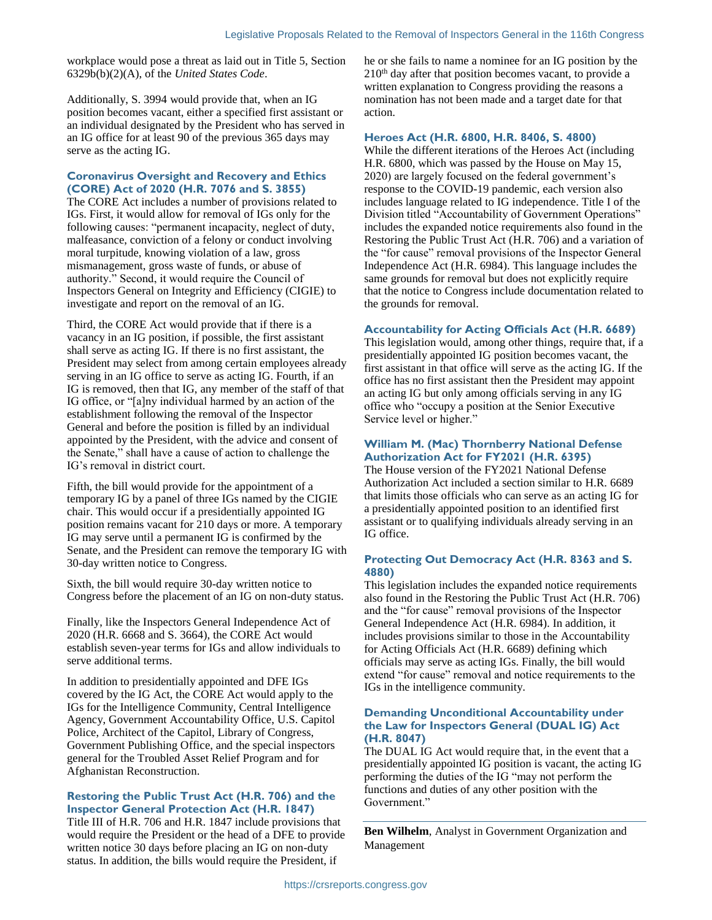workplace would pose a threat as laid out in Title 5, Section 6329b(b)(2)(A), of the *United States Code*.

Additionally, S. 3994 would provide that, when an IG position becomes vacant, either a specified first assistant or an individual designated by the President who has served in an IG office for at least 90 of the previous 365 days may serve as the acting IG.

### Coronavirus Oversight and Recovery and Ethics (CORE) Act of 2020 (H.R. 7076 and S. 3855)

The CORE Act includes a number of provisions related to IGs. First, it would allow for removal of IGs only for the following causes: "permanent incapacity, neglect of duty, malfeasance, conviction of a felony or conduct involving moral turpitude, knowing violation of a law, gross mismanagement, gross waste of funds, or abuse of authority." Second, it would require the Council of Inspectors General on Integrity and Efficiency (CIGIE) to investigate and report on the removal of an IG.

Third, the CORE Act would provide that if there is a vacancy in an IG position, if possible, the first assistant shall serve as acting IG. If there is no first assistant, the President may select from among certain employees already serving in an IG office to serve as acting IG. Fourth, if an IG is removed, then that IG, any member of the staff of that IG office, or "[a]ny individual harmed by an action of the establishment following the removal of the Inspector General and before the position is filled by an individual appointed by the President, with the advice and consent of the Senate," shall have a cause of action to challenge the IG's removal in district court.

Fifth, the bill would provide for the appointment of a temporary IG by a panel of three IGs named by the CIGIE chair. This would occur if a presidentially appointed IG position remains vacant for 210 days or more. A temporary IG may serve until a permanent IG is confirmed by the Senate, and the President can remove the temporary IG with 30-day written notice to Congress.

Sixth, the bill would require 30-day written notice to Congress before the placement of an IG on non-duty status.

Finally, like the Inspectors General Independence Act of 2020 (H.R. 6668 and S. 3664), the CORE Act would establish seven-year terms for IGs and allow individuals to serve additional terms.

In addition to presidentially appointed and DFE IGs covered by the IG Act, the CORE Act would apply to the IGs for the Intelligence Community, Central Intelligence Agency, Government Accountability Office, U.S. Capitol Police, Architect of the Capitol, Library of Congress, Government Publishing Office, and the special inspectors general for the Troubled Asset Relief Program and for Afghanistan Reconstruction.

### Restoring the Public Trust Act (H.R. 706) and the Inspector General Protection Act (H.R. 1847)

Title III of H.R. 706 and H.R. 1847 include provisions that would require the President or the head of a DFE to provide written notice 30 days before placing an IG on non-duty status. In addition, the bills would require the President, if he or she fails to name a nominee for an IG position by the 210th day after that position becomes vacant, to provide a written explanation to Congress providing the reasons a nomination has not been made and a target date for that action.

### Heroes Act (H.R. 6800, H.R. 8406, S. 4800)

While the different iterations of the Heroes Act (including H.R. 6800, which was passed by the House on May 15, 2020) are largely focused on the federal government's response to the COVID-19 pandemic, each version also includes language related to IG independence. Title I of the Division titled "Accountability of Government Operations" includes the expanded notice requirements also found in the Restoring the Public Trust Act (H.R. 706) and a variation of the "for cause" removal provisions of the Inspector General Independence Act (H.R. 6984). This language includes the same grounds for removal but does not explicitly require that the notice to Congress include documentation related to the grounds for removal.

### Accountability for Acting Officials Act (H.R. 6689)

This legislation would, among other things, require that, if a presidentially appointed IG position becomes vacant, the first assistant in that office will serve as the acting IG. If the office has no first assistant then the President may appoint an acting IG but only among officials serving in any IG office who "occupy a position at the Senior Executive Service level or higher."

### William M. (Mac) Thornberry National Defense Authorization Act for FY2021 (H.R. 6395)

The House version of the FY2021 National Defense Authorization Act included a section similar to H.R. 6689 that limits those officials who can serve as an acting IG for a presidentially appointed position to an identified first assistant or to qualifying individuals already serving in an IG office.

### Protecting Out Democracy Act (H.R. 8363 and S. 4880)

This legislation includes the expanded notice requirements also found in the Restoring the Public Trust Act (H.R. 706) and the "for cause" removal provisions of the Inspector General Independence Act (H.R. 6984). In addition, it includes provisions similar to those in the Accountability for Acting Officials Act (H.R. 6689) defining which officials may serve as acting IGs. Finally, the bill would extend "for cause" removal and notice requirements to the IGs in the intelligence community.

### Demanding Unconditional Accountability under the Law for Inspectors General (DUAL IG) Act (H.R. 8047)

The DUAL IG Act would require that, in the event that a presidentially appointed IG position is vacant, the acting IG performing the duties of the IG "may not perform the functions and duties of any other position with the Government."

---

**Ben Wilhelm**, Analyst in Government Organization and Management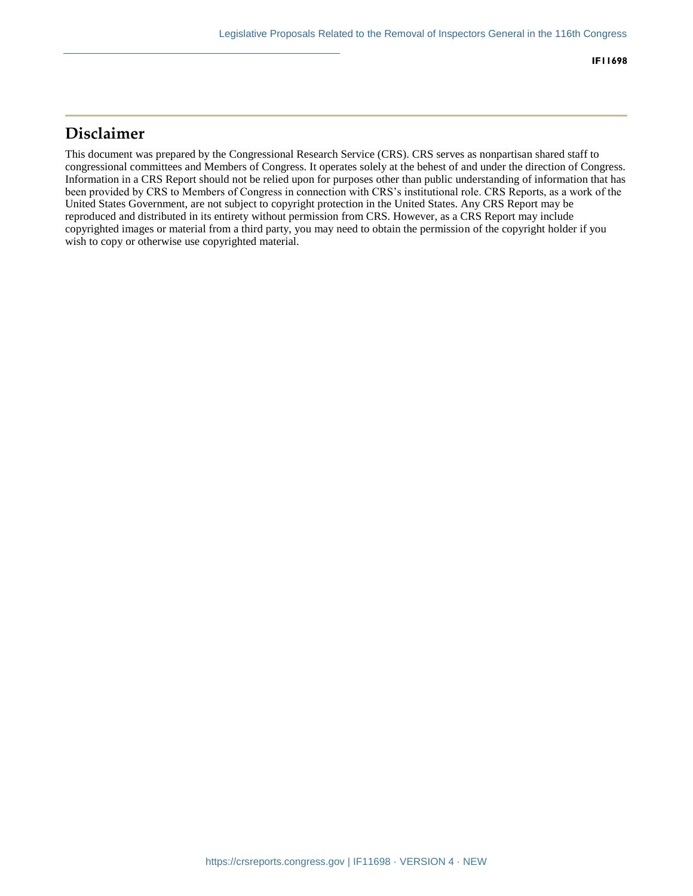## Disclaimer

This document was prepared by the Congressional Research Service (CRS). CRS serves as nonpartisan shared staff to congressional committees and Members of Congress. It operates solely at the behest of and under the direction of Congress. Information in a CRS Report should not be relied upon for purposes other than public understanding of information that has been provided by CRS to Members of Congress in connection with CRS's institutional role. CRS Reports, as a work of the United States Government, are not subject to copyright protection in the United States. Any CRS Report may be reproduced and distributed in its entirety without permission from CRS. However, as a CRS Report may include copyrighted images or material from a third party, you may need to obtain the permission of the copyright holder if you wish to copy or otherwise use copyrighted material.